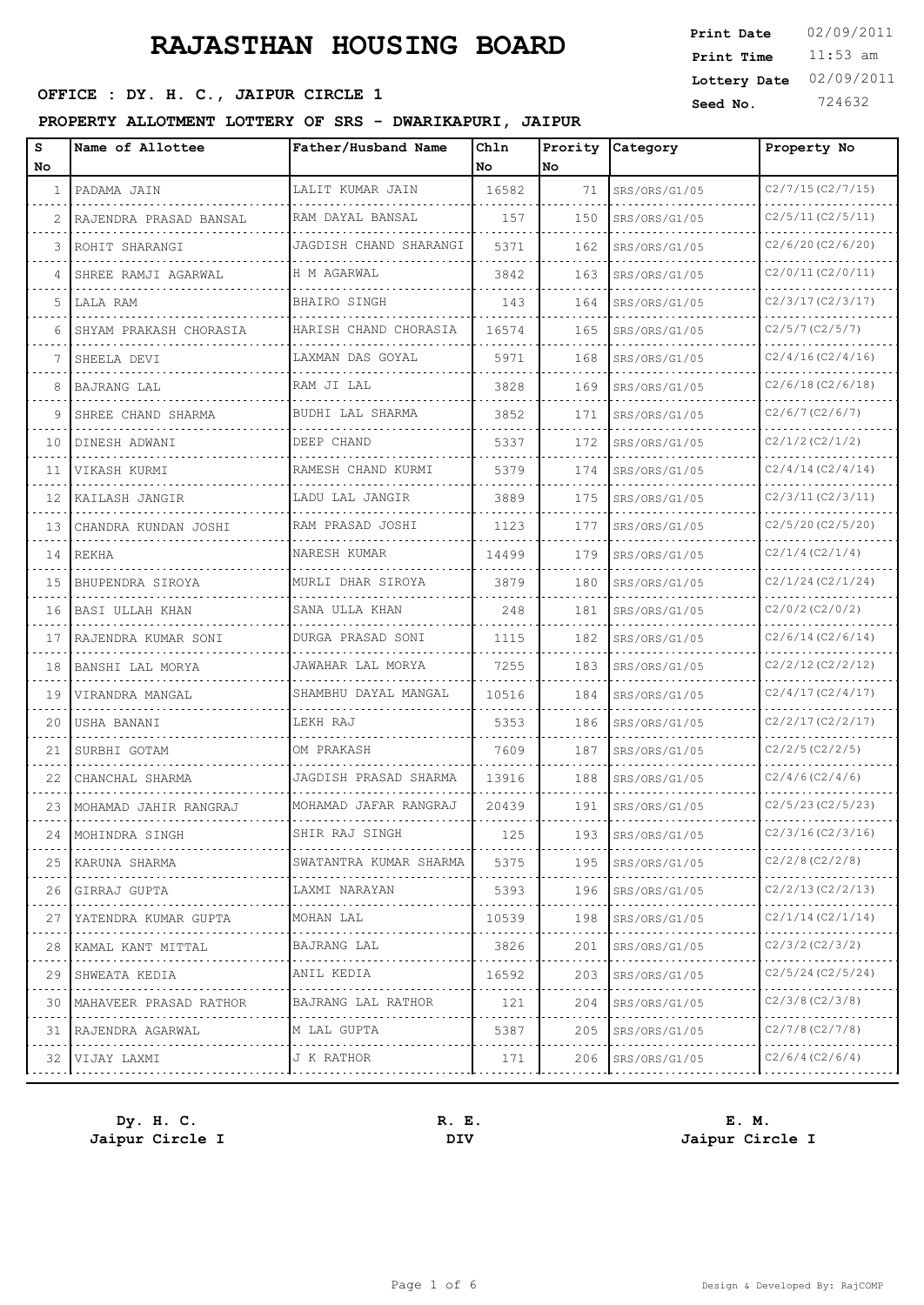# RAJASTHAN HOUSING BOARD

**Print Date** 02/09/2011
**Print Time** 11:53 am
**Lottery Date** 02/09/2011
**Seed No.** 724632

**OFFICE : DY. H. C., JAIPUR CIRCLE 1**

**PROPERTY ALLOTMENT LOTTERY OF SRS - DWARIKAPURI, JAIPUR**

| S No | Name of Allottee | Father/Husband Name | Chln No | Prority No | Category | Property No |
|---|---|---|---|---|---|---|
| 1 | PADAMA JAIN | LALIT KUMAR JAIN | 16582 | 71 | SRS/ORS/G1/05 | C2/7/15(C2/7/15) |
| 2 | RAJENDRA PRASAD BANSAL | RAM DAYAL BANSAL | 157 | 150 | SRS/ORS/G1/05 | C2/5/11(C2/5/11) |
| 3 | ROHIT SHARANGI | JAGDISH CHAND SHARANGI | 5371 | 162 | SRS/ORS/G1/05 | C2/6/20(C2/6/20) |
| 4 | SHREE RAMJI AGARWAL | H M AGARWAL | 3842 | 163 | SRS/ORS/G1/05 | C2/0/11(C2/0/11) |
| 5 | LALA RAM | BHAIRO SINGH | 143 | 164 | SRS/ORS/G1/05 | C2/3/17(C2/3/17) |
| 6 | SHYAM PRAKASH CHORASIA | HARISH CHAND CHORASIA | 16574 | 165 | SRS/ORS/G1/05 | C2/5/7(C2/5/7) |
| 7 | SHEELA DEVI | LAXMAN DAS GOYAL | 5971 | 168 | SRS/ORS/G1/05 | C2/4/16(C2/4/16) |
| 8 | BAJRANG LAL | RAM JI LAL | 3828 | 169 | SRS/ORS/G1/05 | C2/6/18(C2/6/18) |
| 9 | SHREE CHAND SHARMA | BUDHI LAL SHARMA | 3852 | 171 | SRS/ORS/G1/05 | C2/6/7(C2/6/7) |
| 10 | DINESH ADWANI | DEEP CHAND | 5337 | 172 | SRS/ORS/G1/05 | C2/1/2(C2/1/2) |
| 11 | VIKASH KURMI | RAMESH CHAND KURMI | 5379 | 174 | SRS/ORS/G1/05 | C2/4/14(C2/4/14) |
| 12 | KAILASH JANGIR | LADU LAL JANGIR | 3889 | 175 | SRS/ORS/G1/05 | C2/3/11(C2/3/11) |
| 13 | CHANDRA KUNDAN JOSHI | RAM PRASAD JOSHI | 1123 | 177 | SRS/ORS/G1/05 | C2/5/20(C2/5/20) |
| 14 | REKHA | NARESH KUMAR | 14499 | 179 | SRS/ORS/G1/05 | C2/1/4(C2/1/4) |
| 15 | BHUPENDRA SIROYA | MURLI DHAR SIROYA | 3879 | 180 | SRS/ORS/G1/05 | C2/1/24(C2/1/24) |
| 16 | BASI ULLAH KHAN | SANA ULLA KHAN | 248 | 181 | SRS/ORS/G1/05 | C2/0/2(C2/0/2) |
| 17 | RAJENDRA KUMAR SONI | DURGA PRASAD SONI | 1115 | 182 | SRS/ORS/G1/05 | C2/6/14(C2/6/14) |
| 18 | BANSHI LAL MORYA | JAWAHAR LAL MORYA | 7255 | 183 | SRS/ORS/G1/05 | C2/2/12(C2/2/12) |
| 19 | VIRANDRA MANGAL | SHAMBHU DAYAL MANGAL | 10516 | 184 | SRS/ORS/G1/05 | C2/4/17(C2/4/17) |
| 20 | USHA BANANI | LEKH RAJ | 5353 | 186 | SRS/ORS/G1/05 | C2/2/17(C2/2/17) |
| 21 | SURBHI GOTAM | OM PRAKASH | 7609 | 187 | SRS/ORS/G1/05 | C2/2/5(C2/2/5) |
| 22 | CHANCHAL SHARMA | JAGDISH PRASAD SHARMA | 13916 | 188 | SRS/ORS/G1/05 | C2/4/6(C2/4/6) |
| 23 | MOHAMAD JAHIR RANGRAJ | MOHAMAD JAFAR RANGRAJ | 20439 | 191 | SRS/ORS/G1/05 | C2/5/23(C2/5/23) |
| 24 | MOHINDRA SINGH | SHIR RAJ SINGH | 125 | 193 | SRS/ORS/G1/05 | C2/3/16(C2/3/16) |
| 25 | KARUNA SHARMA | SWATANTRA KUMAR SHARMA | 5375 | 195 | SRS/ORS/G1/05 | C2/2/8(C2/2/8) |
| 26 | GIRRAJ GUPTA | LAXMI NARAYAN | 5393 | 196 | SRS/ORS/G1/05 | C2/2/13(C2/2/13) |
| 27 | YATENDRA KUMAR GUPTA | MOHAN LAL | 10539 | 198 | SRS/ORS/G1/05 | C2/1/14(C2/1/14) |
| 28 | KAMAL KANT MITTAL | BAJRANG LAL | 3826 | 201 | SRS/ORS/G1/05 | C2/3/2(C2/3/2) |
| 29 | SHWEATA KEDIA | ANIL KEDIA | 16592 | 203 | SRS/ORS/G1/05 | C2/5/24(C2/5/24) |
| 30 | MAHAVEER PRASAD RATHOR | BAJRANG LAL RATHOR | 121 | 204 | SRS/ORS/G1/05 | C2/3/8(C2/3/8) |
| 31 | RAJENDRA AGARWAL | M LAL GUPTA | 5387 | 205 | SRS/ORS/G1/05 | C2/7/8(C2/7/8) |
| 32 | VIJAY LAXMI | J K RATHOR | 171 | 206 | SRS/ORS/G1/05 | C2/6/4(C2/6/4) |

**Dy. H. C.**
**Jaipur Circle I**

**R. E.**
**DIV**

**E. M.**
**Jaipur Circle I**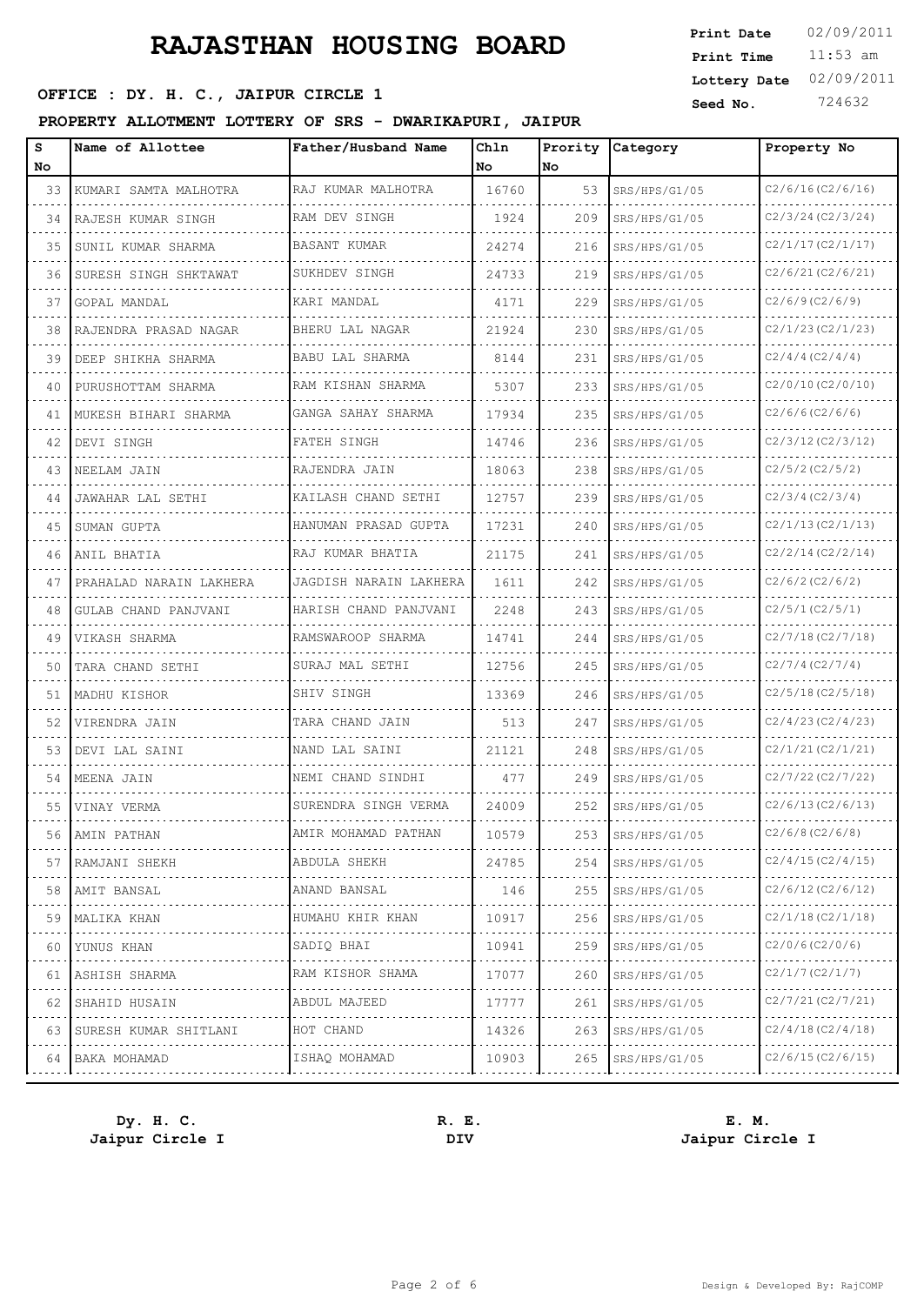# RAJASTHAN HOUSING BOARD

**OFFICE : DY. H. C., JAIPUR CIRCLE 1**

**PROPERTY ALLOTMENT LOTTERY OF SRS - DWARIKAPURI, JAIPUR**

**Print Date** 02/09/2011
**Print Time** 11:53 am
**Lottery Date** 02/09/2011
**Seed No.** 724632

| S No | Name of Allottee | Father/Husband Name | Chln No | Prority No | Category | Property No |
|---|---|---|---|---|---|---|
| 33 | KUMARI SAMTA MALHOTRA | RAJ KUMAR MALHOTRA | 16760 | 53 | SRS/HPS/G1/05 | C2/6/16(C2/6/16) |
| 34 | RAJESH KUMAR SINGH | RAM DEV SINGH | 1924 | 209 | SRS/HPS/G1/05 | C2/3/24(C2/3/24) |
| 35 | SUNIL KUMAR SHARMA | BASANT KUMAR | 24274 | 216 | SRS/HPS/G1/05 | C2/1/17(C2/1/17) |
| 36 | SURESH SINGH SHKTAWAT | SUKHDEV SINGH | 24733 | 219 | SRS/HPS/G1/05 | C2/6/21(C2/6/21) |
| 37 | GOPAL MANDAL | KARI MANDAL | 4171 | 229 | SRS/HPS/G1/05 | C2/6/9(C2/6/9) |
| 38 | RAJENDRA PRASAD NAGAR | BHERU LAL NAGAR | 21924 | 230 | SRS/HPS/G1/05 | C2/1/23(C2/1/23) |
| 39 | DEEP SHIKHA SHARMA | BABU LAL SHARMA | 8144 | 231 | SRS/HPS/G1/05 | C2/4/4(C2/4/4) |
| 40 | PURUSHOTTAM SHARMA | RAM KISHAN SHARMA | 5307 | 233 | SRS/HPS/G1/05 | C2/0/10(C2/0/10) |
| 41 | MUKESH BIHARI SHARMA | GANGA SAHAY SHARMA | 17934 | 235 | SRS/HPS/G1/05 | C2/6/6(C2/6/6) |
| 42 | DEVI SINGH | FATEH SINGH | 14746 | 236 | SRS/HPS/G1/05 | C2/3/12(C2/3/12) |
| 43 | NEELAM JAIN | RAJENDRA JAIN | 18063 | 238 | SRS/HPS/G1/05 | C2/5/2(C2/5/2) |
| 44 | JAWAHAR LAL SETHI | KAILASH CHAND SETHI | 12757 | 239 | SRS/HPS/G1/05 | C2/3/4(C2/3/4) |
| 45 | SUMAN GUPTA | HANUMAN PRASAD GUPTA | 17231 | 240 | SRS/HPS/G1/05 | C2/1/13(C2/1/13) |
| 46 | ANIL BHATIA | RAJ KUMAR BHATIA | 21175 | 241 | SRS/HPS/G1/05 | C2/2/14(C2/2/14) |
| 47 | PRAHALAD NARAIN LAKHERA | JAGDISH NARAIN LAKHERA | 1611 | 242 | SRS/HPS/G1/05 | C2/6/2(C2/6/2) |
| 48 | GULAB CHAND PANJVANI | HARISH CHAND PANJVANI | 2248 | 243 | SRS/HPS/G1/05 | C2/5/1(C2/5/1) |
| 49 | VIKASH SHARMA | RAMSWAROOP SHARMA | 14741 | 244 | SRS/HPS/G1/05 | C2/7/18(C2/7/18) |
| 50 | TARA CHAND SETHI | SURAJ MAL SETHI | 12756 | 245 | SRS/HPS/G1/05 | C2/7/4(C2/7/4) |
| 51 | MADHU KISHOR | SHIV SINGH | 13369 | 246 | SRS/HPS/G1/05 | C2/5/18(C2/5/18) |
| 52 | VIRENDRA JAIN | TARA CHAND JAIN | 513 | 247 | SRS/HPS/G1/05 | C2/4/23(C2/4/23) |
| 53 | DEVI LAL SAINI | NAND LAL SAINI | 21121 | 248 | SRS/HPS/G1/05 | C2/1/21(C2/1/21) |
| 54 | MEENA JAIN | NEMI CHAND SINDHI | 477 | 249 | SRS/HPS/G1/05 | C2/7/22(C2/7/22) |
| 55 | VINAY VERMA | SURENDRA SINGH VERMA | 24009 | 252 | SRS/HPS/G1/05 | C2/6/13(C2/6/13) |
| 56 | AMIN PATHAN | AMIR MOHAMAD PATHAN | 10579 | 253 | SRS/HPS/G1/05 | C2/6/8(C2/6/8) |
| 57 | RAMJANI SHEKH | ABDULA SHEKH | 24785 | 254 | SRS/HPS/G1/05 | C2/4/15(C2/4/15) |
| 58 | AMIT BANSAL | ANAND BANSAL | 146 | 255 | SRS/HPS/G1/05 | C2/6/12(C2/6/12) |
| 59 | MALIKA KHAN | HUMAHU KHIR KHAN | 10917 | 256 | SRS/HPS/G1/05 | C2/1/18(C2/1/18) |
| 60 | YUNUS KHAN | SADIQ BHAI | 10941 | 259 | SRS/HPS/G1/05 | C2/0/6(C2/0/6) |
| 61 | ASHISH SHARMA | RAM KISHOR SHAMA | 17077 | 260 | SRS/HPS/G1/05 | C2/1/7(C2/1/7) |
| 62 | SHAHID HUSAIN | ABDUL MAJEED | 17777 | 261 | SRS/HPS/G1/05 | C2/7/21(C2/7/21) |
| 63 | SURESH KUMAR SHITLANI | HOT CHAND | 14326 | 263 | SRS/HPS/G1/05 | C2/4/18(C2/4/18) |
| 64 | BAKA MOHAMAD | ISHAQ MOHAMAD | 10903 | 265 | SRS/HPS/G1/05 | C2/6/15(C2/6/15) |

**Dy. H. C.**
**Jaipur Circle I**

**R. E.**
**DIV**

**E. M.**
**Jaipur Circle I**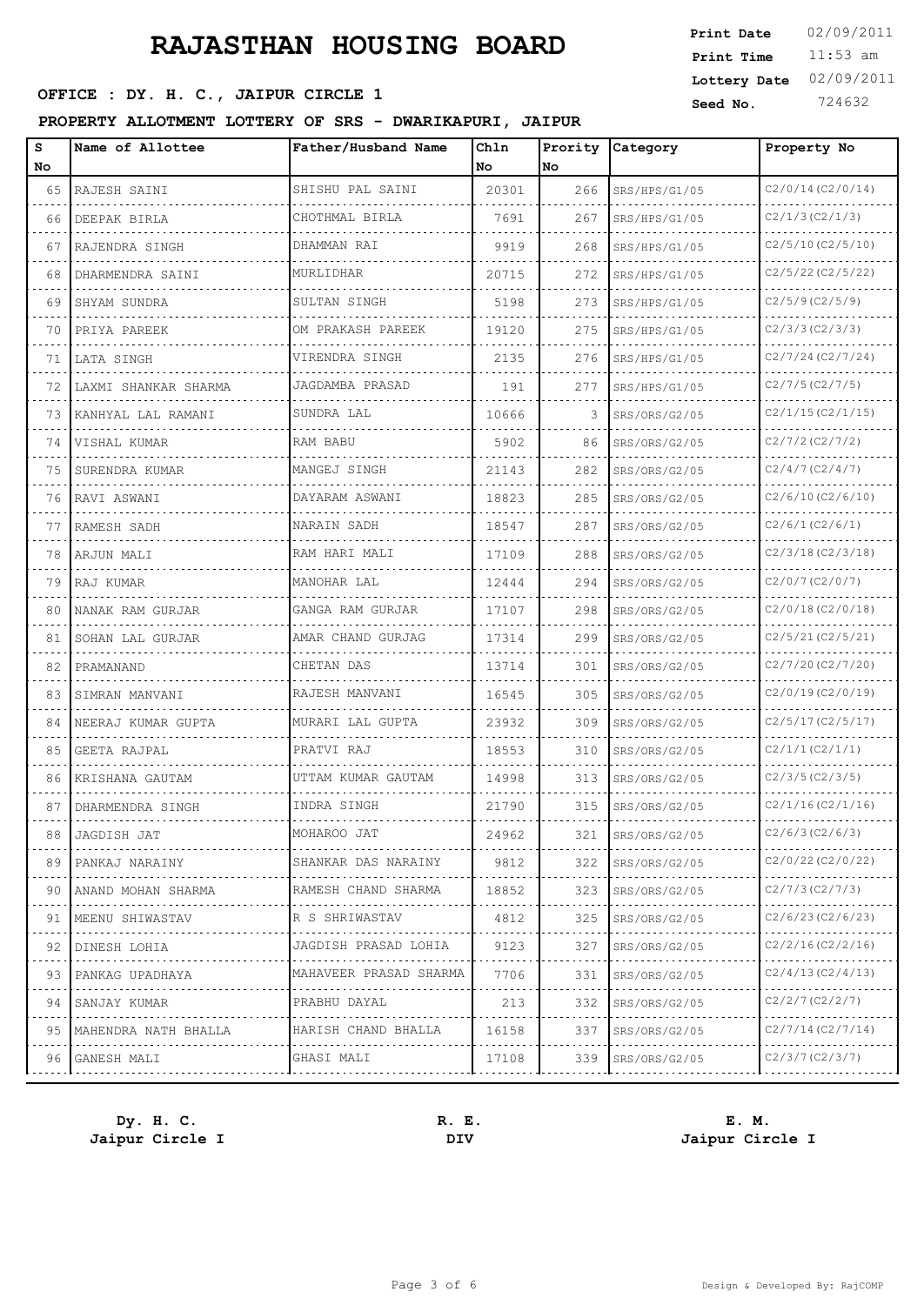# RAJASTHAN HOUSING BOARD

**OFFICE : DY. H. C., JAIPUR CIRCLE 1**

**PROPERTY ALLOTMENT LOTTERY OF SRS - DWARIKAPURI, JAIPUR**

**Print Date** 02/09/2011
**Print Time** 11:53 am
**Lottery Date** 02/09/2011
**Seed No.** 724632

| S No | Name of Allottee | Father/Husband Name | Chln No | Prority No | Category | Property No |
|---|---|---|---|---|---|---|
| 65 | RAJESH SAINI | SHISHU PAL SAINI | 20301 | 266 | SRS/HPS/G1/05 | C2/0/14(C2/0/14) |
| 66 | DEEPAK BIRLA | CHOTHMAL BIRLA | 7691 | 267 | SRS/HPS/G1/05 | C2/1/3(C2/1/3) |
| 67 | RAJENDRA SINGH | DHAMMAN RAI | 9919 | 268 | SRS/HPS/G1/05 | C2/5/10(C2/5/10) |
| 68 | DHARMENDRA SAINI | MURLIDHAR | 20715 | 272 | SRS/HPS/G1/05 | C2/5/22(C2/5/22) |
| 69 | SHYAM SUNDRA | SULTAN SINGH | 5198 | 273 | SRS/HPS/G1/05 | C2/5/9(C2/5/9) |
| 70 | PRIYA PAREEK | OM PRAKASH PAREEK | 19120 | 275 | SRS/HPS/G1/05 | C2/3/3(C2/3/3) |
| 71 | LATA SINGH | VIRENDRA SINGH | 2135 | 276 | SRS/HPS/G1/05 | C2/7/24(C2/7/24) |
| 72 | LAXMI SHANKAR SHARMA | JAGDAMBA PRASAD | 191 | 277 | SRS/HPS/G1/05 | C2/7/5(C2/7/5) |
| 73 | KANHYAL LAL RAMANI | SUNDRA LAL | 10666 | 3 | SRS/ORS/G2/05 | C2/1/15(C2/1/15) |
| 74 | VISHAL KUMAR | RAM BABU | 5902 | 86 | SRS/ORS/G2/05 | C2/7/2(C2/7/2) |
| 75 | SURENDRA KUMAR | MANGEJ SINGH | 21143 | 282 | SRS/ORS/G2/05 | C2/4/7(C2/4/7) |
| 76 | RAVI ASWANI | DAYARAM ASWANI | 18823 | 285 | SRS/ORS/G2/05 | C2/6/10(C2/6/10) |
| 77 | RAMESH SADH | NARAIN SADH | 18547 | 287 | SRS/ORS/G2/05 | C2/6/1(C2/6/1) |
| 78 | ARJUN MALI | RAM HARI MALI | 17109 | 288 | SRS/ORS/G2/05 | C2/3/18(C2/3/18) |
| 79 | RAJ KUMAR | MANOHAR LAL | 12444 | 294 | SRS/ORS/G2/05 | C2/0/7(C2/0/7) |
| 80 | NANAK RAM GURJAR | GANGA RAM GURJAR | 17107 | 298 | SRS/ORS/G2/05 | C2/0/18(C2/0/18) |
| 81 | SOHAN LAL GURJAR | AMAR CHAND GURJAG | 17314 | 299 | SRS/ORS/G2/05 | C2/5/21(C2/5/21) |
| 82 | PRAMANAND | CHETAN DAS | 13714 | 301 | SRS/ORS/G2/05 | C2/7/20(C2/7/20) |
| 83 | SIMRAN MANVANI | RAJESH MANVANI | 16545 | 305 | SRS/ORS/G2/05 | C2/0/19(C2/0/19) |
| 84 | NEERAJ KUMAR GUPTA | MURARI LAL GUPTA | 23932 | 309 | SRS/ORS/G2/05 | C2/5/17(C2/5/17) |
| 85 | GEETA RAJPAL | PRATVI RAJ | 18553 | 310 | SRS/ORS/G2/05 | C2/1/1(C2/1/1) |
| 86 | KRISHANA GAUTAM | UTTAM KUMAR GAUTAM | 14998 | 313 | SRS/ORS/G2/05 | C2/3/5(C2/3/5) |
| 87 | DHARMENDRA SINGH | INDRA SINGH | 21790 | 315 | SRS/ORS/G2/05 | C2/1/16(C2/1/16) |
| 88 | JAGDISH JAT | MOHAROO JAT | 24962 | 321 | SRS/ORS/G2/05 | C2/6/3(C2/6/3) |
| 89 | PANKAJ NARAINY | SHANKAR DAS NARAINY | 9812 | 322 | SRS/ORS/G2/05 | C2/0/22(C2/0/22) |
| 90 | ANAND MOHAN SHARMA | RAMESH CHAND SHARMA | 18852 | 323 | SRS/ORS/G2/05 | C2/7/3(C2/7/3) |
| 91 | MEENU SHIWASTAV | R S SHRIWASTAV | 4812 | 325 | SRS/ORS/G2/05 | C2/6/23(C2/6/23) |
| 92 | DINESH LOHIA | JAGDISH PRASAD LOHIA | 9123 | 327 | SRS/ORS/G2/05 | C2/2/16(C2/2/16) |
| 93 | PANKAG UPADHAYA | MAHAVEER PRASAD SHARMA | 7706 | 331 | SRS/ORS/G2/05 | C2/4/13(C2/4/13) |
| 94 | SANJAY KUMAR | PRABHU DAYAL | 213 | 332 | SRS/ORS/G2/05 | C2/2/7(C2/2/7) |
| 95 | MAHENDRA NATH BHALLA | HARISH CHAND BHALLA | 16158 | 337 | SRS/ORS/G2/05 | C2/7/14(C2/7/14) |
| 96 | GANESH MALI | GHASI MALI | 17108 | 339 | SRS/ORS/G2/05 | C2/3/7(C2/3/7) |

**Dy. H. C.**
**Jaipur Circle I**

**R. E.**
**DIV**

**E. M.**
**Jaipur Circle I**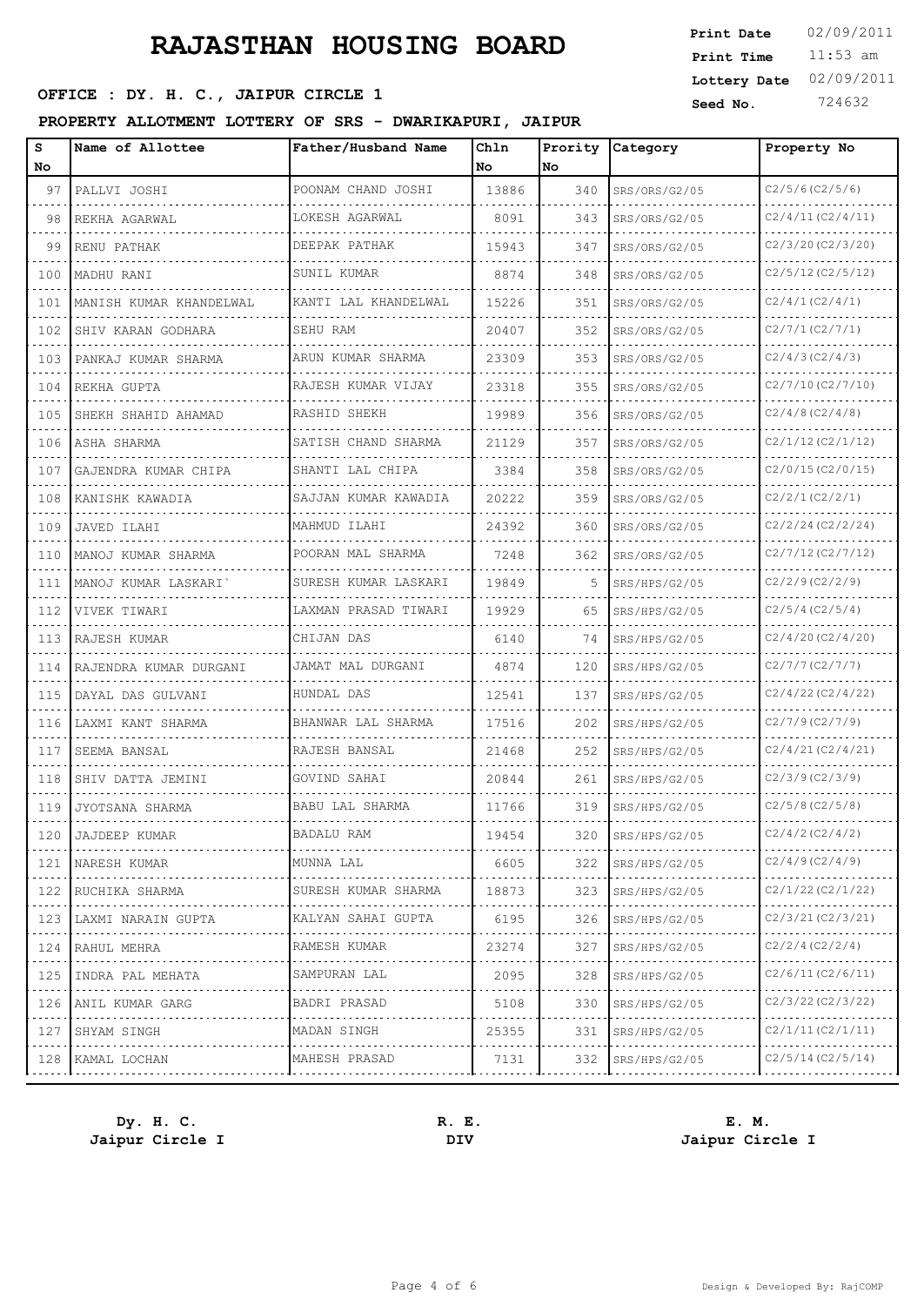# RAJASTHAN HOUSING BOARD

**OFFICE : DY. H. C., JAIPUR CIRCLE 1**

**PROPERTY ALLOTMENT LOTTERY OF SRS - DWARIKAPURI, JAIPUR**

Print Date: 02/09/2011
Print Time: 11:53 am
Lottery Date: 02/09/2011
Seed No.: 724632

| S No | Name of Allottee | Father/Husband Name | Chln No | Prority No | Category | Property No |
|---|---|---|---|---|---|---|
| 97 | PALLVI JOSHI | POONAM CHAND JOSHI | 13886 | 340 | SRS/ORS/G2/05 | C2/5/6(C2/5/6) |
| 98 | REKHA AGARWAL | LOKESH AGARWAL | 8091 | 343 | SRS/ORS/G2/05 | C2/4/11(C2/4/11) |
| 99 | RENU PATHAK | DEEPAK PATHAK | 15943 | 347 | SRS/ORS/G2/05 | C2/3/20(C2/3/20) |
| 100 | MADHU RANI | SUNIL KUMAR | 8874 | 348 | SRS/ORS/G2/05 | C2/5/12(C2/5/12) |
| 101 | MANISH KUMAR KHANDELWAL | KANTI LAL KHANDELWAL | 15226 | 351 | SRS/ORS/G2/05 | C2/4/1(C2/4/1) |
| 102 | SHIV KARAN GODHARA | SEHU RAM | 20407 | 352 | SRS/ORS/G2/05 | C2/7/1(C2/7/1) |
| 103 | PANKAJ KUMAR SHARMA | ARUN KUMAR SHARMA | 23309 | 353 | SRS/ORS/G2/05 | C2/4/3(C2/4/3) |
| 104 | REKHA GUPTA | RAJESH KUMAR VIJAY | 23318 | 355 | SRS/ORS/G2/05 | C2/7/10(C2/7/10) |
| 105 | SHEKH SHAHID AHAMAD | RASHID SHEKH | 19989 | 356 | SRS/ORS/G2/05 | C2/4/8(C2/4/8) |
| 106 | ASHA SHARMA | SATISH CHAND SHARMA | 21129 | 357 | SRS/ORS/G2/05 | C2/1/12(C2/1/12) |
| 107 | GAJENDRA KUMAR CHIPA | SHANTI LAL CHIPA | 3384 | 358 | SRS/ORS/G2/05 | C2/0/15(C2/0/15) |
| 108 | KANISHK KAWADIA | SAJJAN KUMAR KAWADIA | 20222 | 359 | SRS/ORS/G2/05 | C2/2/1(C2/2/1) |
| 109 | JAVED ILAHI | MAHMUD ILAHI | 24392 | 360 | SRS/ORS/G2/05 | C2/2/24(C2/2/24) |
| 110 | MANOJ KUMAR SHARMA | POORAN MAL SHARMA | 7248 | 362 | SRS/ORS/G2/05 | C2/7/12(C2/7/12) |
| 111 | MANOJ KUMAR LASKARI` | SURESH KUMAR LASKARI | 19849 | 5 | SRS/HPS/G2/05 | C2/2/9(C2/2/9) |
| 112 | VIVEK TIWARI | LAXMAN PRASAD TIWARI | 19929 | 65 | SRS/HPS/G2/05 | C2/5/4(C2/5/4) |
| 113 | RAJESH KUMAR | CHIJAN DAS | 6140 | 74 | SRS/HPS/G2/05 | C2/4/20(C2/4/20) |
| 114 | RAJENDRA KUMAR DURGANI | JAMAT MAL DURGANI | 4874 | 120 | SRS/HPS/G2/05 | C2/7/7(C2/7/7) |
| 115 | DAYAL DAS GULVANI | HUNDAL DAS | 12541 | 137 | SRS/HPS/G2/05 | C2/4/22(C2/4/22) |
| 116 | LAXMI KANT SHARMA | BHANWAR LAL SHARMA | 17516 | 202 | SRS/HPS/G2/05 | C2/7/9(C2/7/9) |
| 117 | SEEMA BANSAL | RAJESH BANSAL | 21468 | 252 | SRS/HPS/G2/05 | C2/4/21(C2/4/21) |
| 118 | SHIV DATTA JEMINI | GOVIND SAHAI | 20844 | 261 | SRS/HPS/G2/05 | C2/3/9(C2/3/9) |
| 119 | JYOTSANA SHARMA | BABU LAL SHARMA | 11766 | 319 | SRS/HPS/G2/05 | C2/5/8(C2/5/8) |
| 120 | JAJDEEP KUMAR | BADALU RAM | 19454 | 320 | SRS/HPS/G2/05 | C2/4/2(C2/4/2) |
| 121 | NARESH KUMAR | MUNNA LAL | 6605 | 322 | SRS/HPS/G2/05 | C2/4/9(C2/4/9) |
| 122 | RUCHIKA SHARMA | SURESH KUMAR SHARMA | 18873 | 323 | SRS/HPS/G2/05 | C2/1/22(C2/1/22) |
| 123 | LAXMI NARAIN GUPTA | KALYAN SAHAI GUPTA | 6195 | 326 | SRS/HPS/G2/05 | C2/3/21(C2/3/21) |
| 124 | RAHUL MEHRA | RAMESH KUMAR | 23274 | 327 | SRS/HPS/G2/05 | C2/2/4(C2/2/4) |
| 125 | INDRA PAL MEHATA | SAMPURAN LAL | 2095 | 328 | SRS/HPS/G2/05 | C2/6/11(C2/6/11) |
| 126 | ANIL KUMAR GARG | BADRI PRASAD | 5108 | 330 | SRS/HPS/G2/05 | C2/3/22(C2/3/22) |
| 127 | SHYAM SINGH | MADAN SINGH | 25355 | 331 | SRS/HPS/G2/05 | C2/1/11(C2/1/11) |
| 128 | KAMAL LOCHAN | MAHESH PRASAD | 7131 | 332 | SRS/HPS/G2/05 | C2/5/14(C2/5/14) |

**Dy. H. C.**
**Jaipur Circle I**

**R. E.**
**DIV**

**E. M.**
**Jaipur Circle I**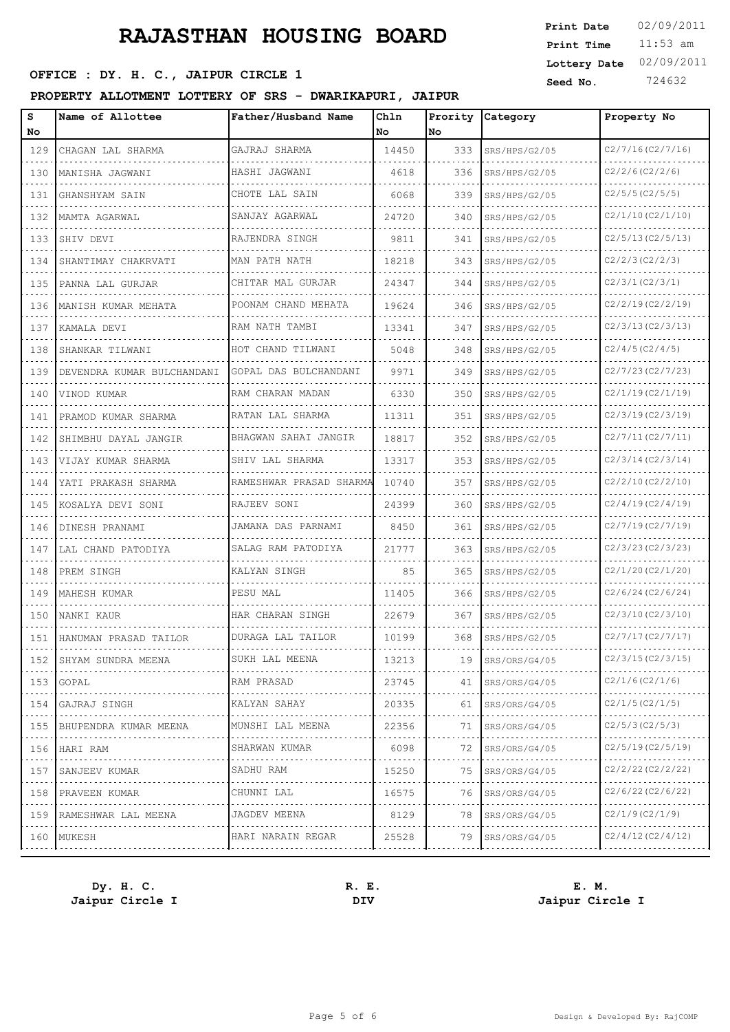# RAJASTHAN HOUSING BOARD

**OFFICE : DY. H. C., JAIPUR CIRCLE 1**

**Print Date** 02/09/2011
**Print Time** 11:53 am
**Lottery Date** 02/09/2011
**Seed No.** 724632

**PROPERTY ALLOTMENT LOTTERY OF SRS - DWARIKAPURI, JAIPUR**

| S No | Name of Allottee | Father/Husband Name | Chln No | Prority No | Category | Property No |
|---|---|---|---|---|---|---|
| 129 | CHAGAN LAL SHARMA | GAJRAJ SHARMA | 14450 | 333 | SRS/HPS/G2/05 | C2/7/16(C2/7/16) |
| 130 | MANISHA JAGWANI | HASHI JAGWANI | 4618 | 336 | SRS/HPS/G2/05 | C2/2/6(C2/2/6) |
| 131 | GHANSHYAM SAIN | CHOTE LAL SAIN | 6068 | 339 | SRS/HPS/G2/05 | C2/5/5(C2/5/5) |
| 132 | MAMTA AGARWAL | SANJAY AGARWAL | 24720 | 340 | SRS/HPS/G2/05 | C2/1/10(C2/1/10) |
| 133 | SHIV DEVI | RAJENDRA SINGH | 9811 | 341 | SRS/HPS/G2/05 | C2/5/13(C2/5/13) |
| 134 | SHANTIMAY CHAKRVATI | MAN PATH NATH | 18218 | 343 | SRS/HPS/G2/05 | C2/2/3(C2/2/3) |
| 135 | PANNA LAL GURJAR | CHITAR MAL GURJAR | 24347 | 344 | SRS/HPS/G2/05 | C2/3/1(C2/3/1) |
| 136 | MANISH KUMAR MEHATA | POONAM CHAND MEHATA | 19624 | 346 | SRS/HPS/G2/05 | C2/2/19(C2/2/19) |
| 137 | KAMALA DEVI | RAM NATH TAMBI | 13341 | 347 | SRS/HPS/G2/05 | C2/3/13(C2/3/13) |
| 138 | SHANKAR TILWANI | HOT CHAND TILWANI | 5048 | 348 | SRS/HPS/G2/05 | C2/4/5(C2/4/5) |
| 139 | DEVENDRA KUMAR BULCHANDANI | GOPAL DAS BULCHANDANI | 9971 | 349 | SRS/HPS/G2/05 | C2/7/23(C2/7/23) |
| 140 | VINOD KUMAR | RAM CHARAN MADAN | 6330 | 350 | SRS/HPS/G2/05 | C2/1/19(C2/1/19) |
| 141 | PRAMOD KUMAR SHARMA | RATAN LAL SHARMA | 11311 | 351 | SRS/HPS/G2/05 | C2/3/19(C2/3/19) |
| 142 | SHIMBHU DAYAL JANGIR | BHAGWAN SAHAI JANGIR | 18817 | 352 | SRS/HPS/G2/05 | C2/7/11(C2/7/11) |
| 143 | VIJAY KUMAR SHARMA | SHIV LAL SHARMA | 13317 | 353 | SRS/HPS/G2/05 | C2/3/14(C2/3/14) |
| 144 | YATI PRAKASH SHARMA | RAMESHWAR PRASAD SHARMA | 10740 | 357 | SRS/HPS/G2/05 | C2/2/10(C2/2/10) |
| 145 | KOSALYA DEVI SONI | RAJEEV SONI | 24399 | 360 | SRS/HPS/G2/05 | C2/4/19(C2/4/19) |
| 146 | DINESH PRANAMI | JAMANA DAS PARNAMI | 8450 | 361 | SRS/HPS/G2/05 | C2/7/19(C2/7/19) |
| 147 | LAL CHAND PATODIYA | SALAG RAM PATODIYA | 21777 | 363 | SRS/HPS/G2/05 | C2/3/23(C2/3/23) |
| 148 | PREM SINGH | KALYAN SINGH | 85 | 365 | SRS/HPS/G2/05 | C2/1/20(C2/1/20) |
| 149 | MAHESH KUMAR | PESU MAL | 11405 | 366 | SRS/HPS/G2/05 | C2/6/24(C2/6/24) |
| 150 | NANKI KAUR | HAR CHARAN SINGH | 22679 | 367 | SRS/HPS/G2/05 | C2/3/10(C2/3/10) |
| 151 | HANUMAN PRASAD TAILOR | DURAGA LAL TAILOR | 10199 | 368 | SRS/HPS/G2/05 | C2/7/17(C2/7/17) |
| 152 | SHYAM SUNDRA MEENA | SUKH LAL MEENA | 13213 | 19 | SRS/ORS/G4/05 | C2/3/15(C2/3/15) |
| 153 | GOPAL | RAM PRASAD | 23745 | 41 | SRS/ORS/G4/05 | C2/1/6(C2/1/6) |
| 154 | GAJRAJ SINGH | KALYAN SAHAY | 20335 | 61 | SRS/ORS/G4/05 | C2/1/5(C2/1/5) |
| 155 | BHUPENDRA KUMAR MEENA | MUNSHI LAL MEENA | 22356 | 71 | SRS/ORS/G4/05 | C2/5/3(C2/5/3) |
| 156 | HARI RAM | SHARWAN KUMAR | 6098 | 72 | SRS/ORS/G4/05 | C2/5/19(C2/5/19) |
| 157 | SANJEEV KUMAR | SADHU RAM | 15250 | 75 | SRS/ORS/G4/05 | C2/2/22(C2/2/22) |
| 158 | PRAVEEN KUMAR | CHUNNI LAL | 16575 | 76 | SRS/ORS/G4/05 | C2/6/22(C2/6/22) |
| 159 | RAMESHWAR LAL MEENA | JAGDEV MEENA | 8129 | 78 | SRS/ORS/G4/05 | C2/1/9(C2/1/9) |
| 160 | MUKESH | HARI NARAIN REGAR | 25528 | 79 | SRS/ORS/G4/05 | C2/4/12(C2/4/12) |

**Dy. H. C.**
**Jaipur Circle I**

**R. E.**
**DIV**

**E. M.**
**Jaipur Circle I**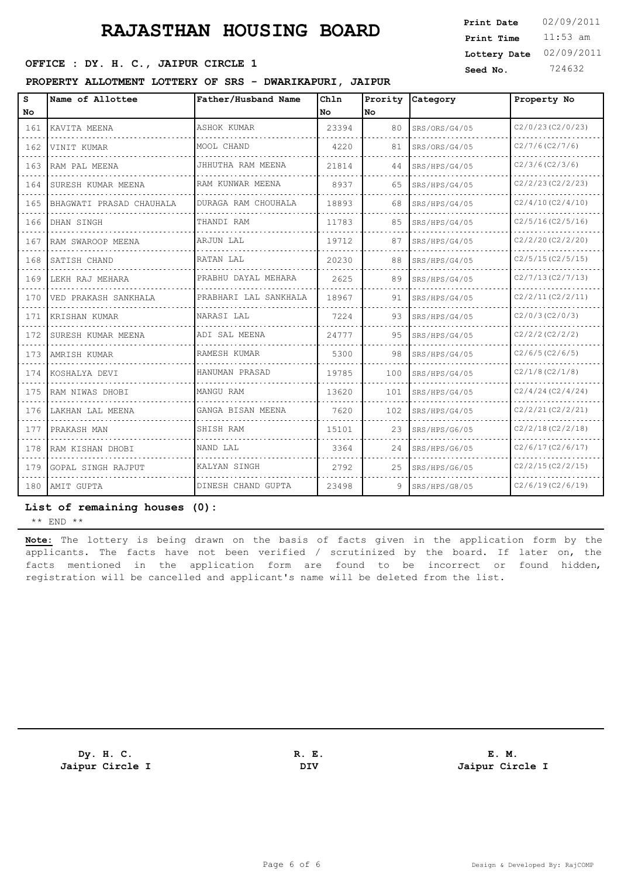# RAJASTHAN HOUSING BOARD

**OFFICE : DY. H. C., JAIPUR CIRCLE 1**

**PROPERTY ALLOTMENT LOTTERY OF SRS - DWARIKAPURI, JAIPUR**

| | |
|---|---|
| **Print Date** | 02/09/2011 |
| **Print Time** | 11:53 am |
| **Lottery Date** | 02/09/2011 |
| **Seed No.** | 724632 |

| S No | Name of Allottee | Father/Husband Name | Chln No | Prority No | Category | Property No |
|---|---|---|---|---|---|---|
| 161 | KAVITA MEENA | ASHOK KUMAR | 23394 | 80 | SRS/ORS/G4/05 | C2/0/23(C2/0/23) |
| 162 | VINIT KUMAR | MOOL CHAND | 4220 | 81 | SRS/ORS/G4/05 | C2/7/6(C2/7/6) |
| 163 | RAM PAL MEENA | JHHUTHA RAM MEENA | 21814 | 44 | SRS/HPS/G4/05 | C2/3/6(C2/3/6) |
| 164 | SURESH KUMAR MEENA | RAM KUNWAR MEENA | 8937 | 65 | SRS/HPS/G4/05 | C2/2/23(C2/2/23) |
| 165 | BHAGWATI PRASAD CHAUHALA | DURAGA RAM CHOUHALA | 18893 | 68 | SRS/HPS/G4/05 | C2/4/10(C2/4/10) |
| 166 | DHAN SINGH | THANDI RAM | 11783 | 85 | SRS/HPS/G4/05 | C2/5/16(C2/5/16) |
| 167 | RAM SWAROOP MEENA | ARJUN LAL | 19712 | 87 | SRS/HPS/G4/05 | C2/2/20(C2/2/20) |
| 168 | SATISH CHAND | RATAN LAL | 20230 | 88 | SRS/HPS/G4/05 | C2/5/15(C2/5/15) |
| 169 | LEKH RAJ MEHARA | PRABHU DAYAL MEHARA | 2625 | 89 | SRS/HPS/G4/05 | C2/7/13(C2/7/13) |
| 170 | VED PRAKASH SANKHALA | PRABHARI LAL SANKHALA | 18967 | 91 | SRS/HPS/G4/05 | C2/2/11(C2/2/11) |
| 171 | KRISHAN KUMAR | NARASI LAL | 7224 | 93 | SRS/HPS/G4/05 | C2/0/3(C2/0/3) |
| 172 | SURESH KUMAR MEENA | ADI SAL MEENA | 24777 | 95 | SRS/HPS/G4/05 | C2/2/2(C2/2/2) |
| 173 | AMRISH KUMAR | RAMESH KUMAR | 5300 | 98 | SRS/HPS/G4/05 | C2/6/5(C2/6/5) |
| 174 | KOSHALYA DEVI | HANUMAN PRASAD | 19785 | 100 | SRS/HPS/G4/05 | C2/1/8(C2/1/8) |
| 175 | RAM NIWAS DHOBI | MANGU RAM | 13620 | 101 | SRS/HPS/G4/05 | C2/4/24(C2/4/24) |
| 176 | LAKHAN LAL MEENA | GANGA BISAN MEENA | 7620 | 102 | SRS/HPS/G4/05 | C2/2/21(C2/2/21) |
| 177 | PRAKASH MAN | SHISH RAM | 15101 | 23 | SRS/HPS/G6/05 | C2/2/18(C2/2/18) |
| 178 | RAM KISHAN DHOBI | NAND LAL | 3364 | 24 | SRS/HPS/G6/05 | C2/6/17(C2/6/17) |
| 179 | GOPAL SINGH RAJPUT | KALYAN SINGH | 2792 | 25 | SRS/HPS/G6/05 | C2/2/15(C2/2/15) |
| 180 | AMIT GUPTA | DINESH CHAND GUPTA | 23498 | 9 | SRS/HPS/G8/05 | C2/6/19(C2/6/19) |

**List of remaining houses (0):**

** END **

**Note:** The lottery is being drawn on the basis of facts given in the application form by the applicants. The facts have not been verified / scrutinized by the board. If later on, the facts mentioned in the application form are found to be incorrect or found hidden, registration will be cancelled and applicant's name will be deleted from the list.

| Dy. H. C. | R. E. | E. M. |
|---|---|---|
| Jaipur Circle I | DIV | Jaipur Circle I |

Design & Developed By: RajCOMP